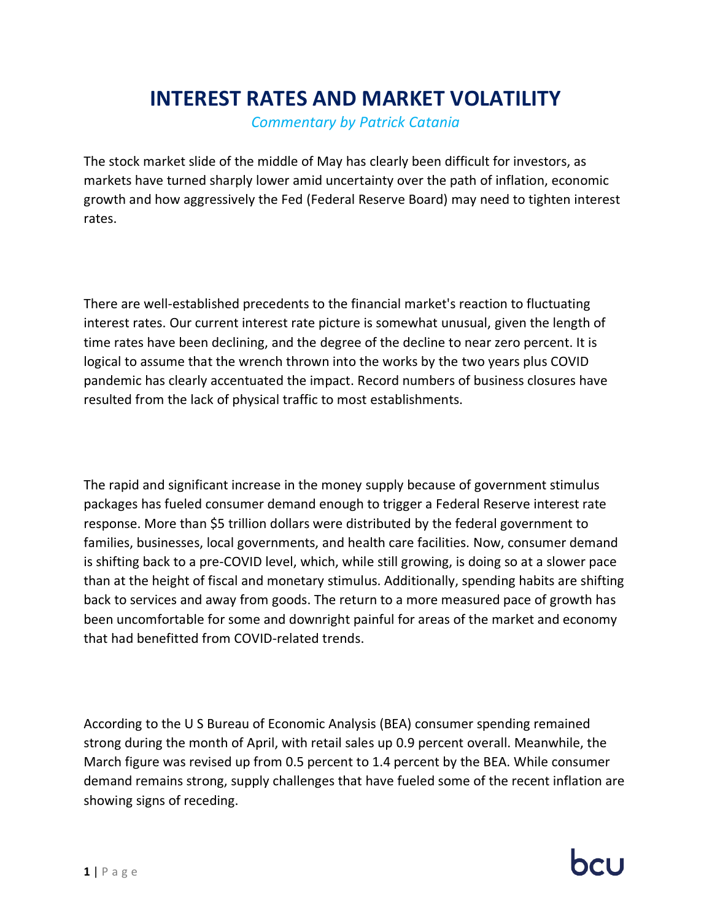# INTEREST RATES AND MARKET VOLATILITY

*Commentary by Patrick Catania*

The stock market slide of the middle of May has clearly been difficult for investors, as markets have turned sharply lower amid uncertainty over the path of inflation, economic growth and how aggressively the Fed (Federal Reserve Board) may need to tighten interest rates.

There are well-established precedents to the financial market's reaction to fluctuating interest rates. Our current interest rate picture is somewhat unusual, given the length of time rates have been declining, and the degree of the decline to near zero percent. It is logical to assume that the wrench thrown into the works by the two years plus COVID pandemic has clearly accentuated the impact. Record numbers of business closures have resulted from the lack of physical traffic to most establishments.

The rapid and significant increase in the money supply because of government stimulus packages has fueled consumer demand enough to trigger a Federal Reserve interest rate response. More than $5 trillion dollars were distributed by the federal government to families, businesses, local governments, and health care facilities. Now, consumer demand is shifting back to a pre-COVID level, which, while still growing, is doing so at a slower pace than at the height of fiscal and monetary stimulus. Additionally, spending habits are shifting back to services and away from goods. The return to a more measured pace of growth has been uncomfortable for some and downright painful for areas of the market and economy that had benefitted from COVID-related trends.

According to the U S Bureau of Economic Analysis (BEA) consumer spending remained strong during the month of April, with retail sales up 0.9 percent overall. Meanwhile, the March figure was revised up from 0.5 percent to 1.4 percent by the BEA. While consumer demand remains strong, supply challenges that have fueled some of the recent inflation are showing signs of receding.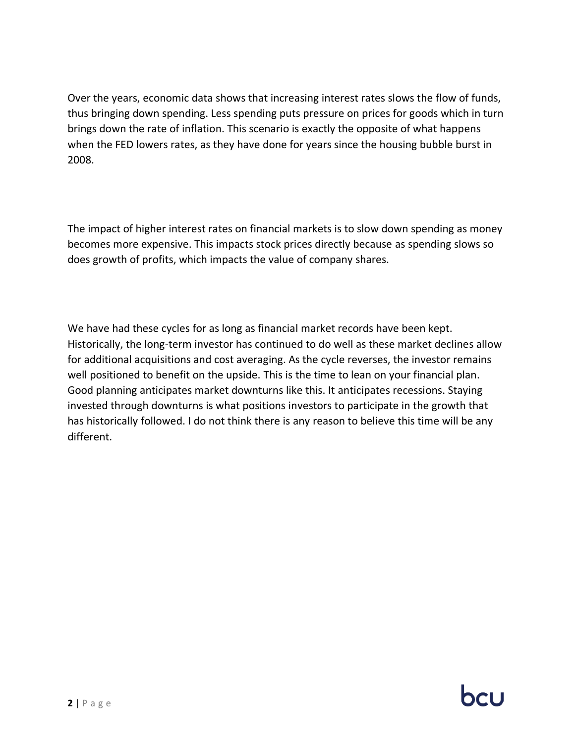Over the years, economic data shows that increasing interest rates slows the flow of funds, thus bringing down spending. Less spending puts pressure on prices for goods which in turn brings down the rate of inflation. This scenario is exactly the opposite of what happens when the FED lowers rates, as they have done for years since the housing bubble burst in 2008.

The impact of higher interest rates on financial markets is to slow down spending as money becomes more expensive. This impacts stock prices directly because as spending slows so does growth of profits, which impacts the value of company shares.

We have had these cycles for as long as financial market records have been kept. Historically, the long-term investor has continued to do well as these market declines allow for additional acquisitions and cost averaging. As the cycle reverses, the investor remains well positioned to benefit on the upside. This is the time to lean on your financial plan. Good planning anticipates market downturns like this. It anticipates recessions. Staying invested through downturns is what positions investors to participate in the growth that has historically followed. I do not think there is any reason to believe this time will be any different.